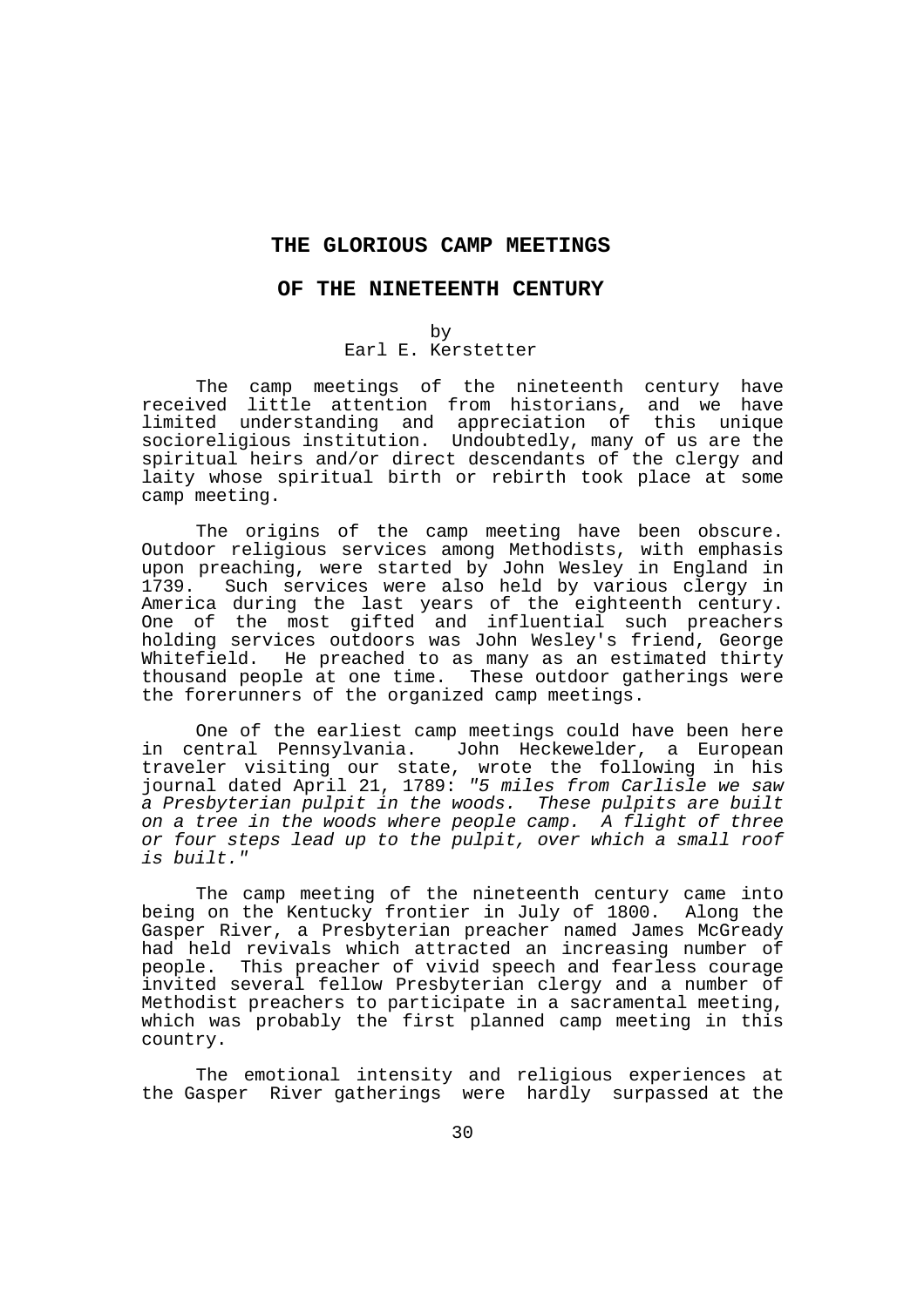# THE GLORIOUS CAMP MEETINGS

# OF THE NINETEENTH CENTURY

by
Earl E. Kerstetter

The camp meetings of the nineteenth century have received little attention from historians, and we have limited understanding and appreciation of this unique socioreligious institution. Undoubtedly, many of us are the spiritual heirs and/or direct descendants of the clergy and laity whose spiritual birth or rebirth took place at some camp meeting.

The origins of the camp meeting have been obscure. Outdoor religious services among Methodists, with emphasis upon preaching, were started by John Wesley in England in 1739. Such services were also held by various clergy in America during the last years of the eighteenth century. One of the most gifted and influential such preachers holding services outdoors was John Wesley's friend, George Whitefield. He preached to as many as an estimated thirty thousand people at one time. These outdoor gatherings were the forerunners of the organized camp meetings.

One of the earliest camp meetings could have been here in central Pennsylvania. John Heckewelder, a European traveler visiting our state, wrote the following in his journal dated April 21, 1789: *"5 miles from Carlisle we saw a Presbyterian pulpit in the woods. These pulpits are built on a tree in the woods where people camp. A flight of three or four steps lead up to the pulpit, over which a small roof is built."*

The camp meeting of the nineteenth century came into being on the Kentucky frontier in July of 1800. Along the Gasper River, a Presbyterian preacher named James McGready had held revivals which attracted an increasing number of people. This preacher of vivid speech and fearless courage invited several fellow Presbyterian clergy and a number of Methodist preachers to participate in a sacramental meeting, which was probably the first planned camp meeting in this country.

The emotional intensity and religious experiences at the Gasper River gatherings were hardly surpassed at the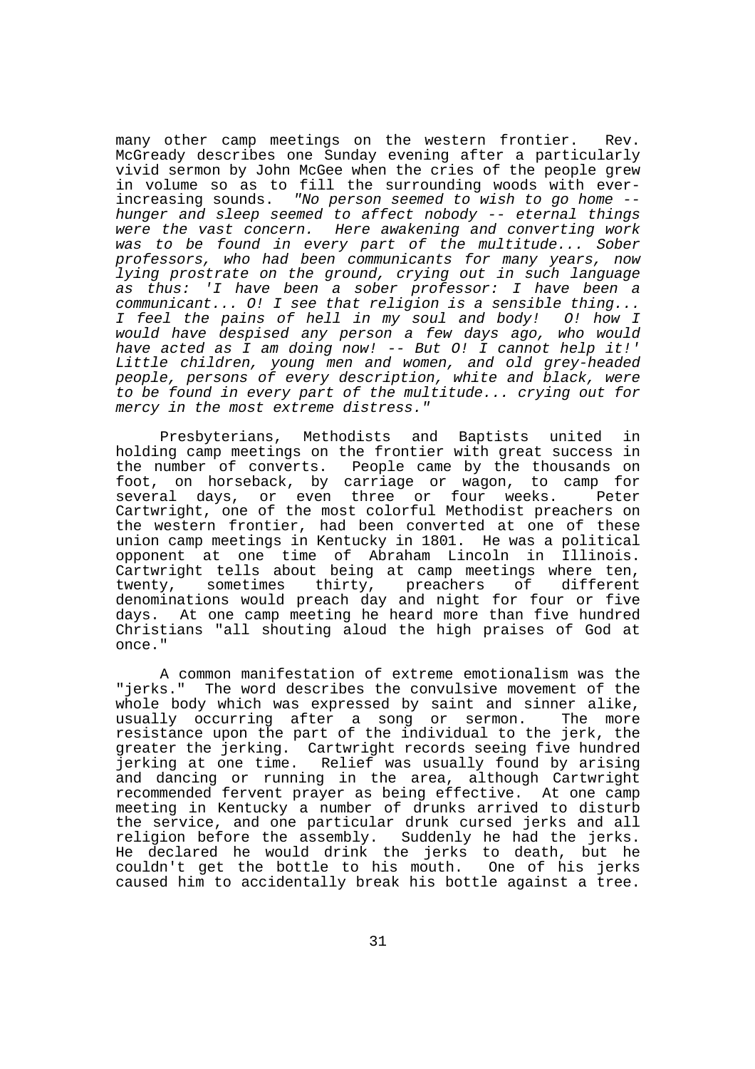many other camp meetings on the western frontier. Rev. McGready describes one Sunday evening after a particularly vivid sermon by John McGee when the cries of the people grew in volume so as to fill the surrounding woods with ever-increasing sounds. *"No person seemed to wish to go home -- hunger and sleep seemed to affect nobody -- eternal things were the vast concern. Here awakening and converting work was to be found in every part of the multitude... Sober professors, who had been communicants for many years, now lying prostrate on the ground, crying out in such language as thus: 'I have been a sober professor: I have been a communicant... O! I see that religion is a sensible thing... I feel the pains of hell in my soul and body! O! how I would have despised any person a few days ago, who would have acted as I am doing now! -- But O! I cannot help it!' Little children, young men and women, and old grey-headed people, persons of every description, white and black, were to be found in every part of the multitude... crying out for mercy in the most extreme distress."*

Presbyterians, Methodists and Baptists united in holding camp meetings on the frontier with great success in the number of converts. People came by the thousands on foot, on horseback, by carriage or wagon, to camp for several days, or even three or four weeks. Peter Cartwright, one of the most colorful Methodist preachers on the western frontier, had been converted at one of these union camp meetings in Kentucky in 1801. He was a political opponent at one time of Abraham Lincoln in Illinois. Cartwright tells about being at camp meetings where ten, twenty, sometimes thirty, preachers of different denominations would preach day and night for four or five days. At one camp meeting he heard more than five hundred Christians "all shouting aloud the high praises of God at once."

A common manifestation of extreme emotionalism was the "jerks." The word describes the convulsive movement of the whole body which was expressed by saint and sinner alike, usually occurring after a song or sermon. The more resistance upon the part of the individual to the jerk, the greater the jerking. Cartwright records seeing five hundred jerking at one time. Relief was usually found by arising and dancing or running in the area, although Cartwright recommended fervent prayer as being effective. At one camp meeting in Kentucky a number of drunks arrived to disturb the service, and one particular drunk cursed jerks and all religion before the assembly. Suddenly he had the jerks. He declared he would drink the jerks to death, but he couldn't get the bottle to his mouth. One of his jerks caused him to accidentally break his bottle against a tree.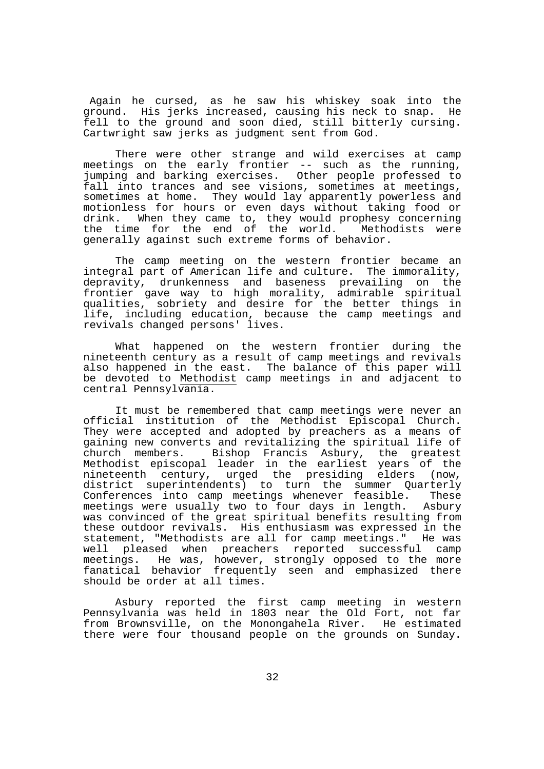Again he cursed, as he saw his whiskey soak into the ground. His jerks increased, causing his neck to snap. He fell to the ground and soon died, still bitterly cursing. Cartwright saw jerks as judgment sent from God.

There were other strange and wild exercises at camp meetings on the early frontier -- such as the running, jumping and barking exercises. Other people professed to fall into trances and see visions, sometimes at meetings, sometimes at home. They would lay apparently powerless and motionless for hours or even days without taking food or drink. When they came to, they would prophesy concerning the time for the end of the world. Methodists were generally against such extreme forms of behavior.

The camp meeting on the western frontier became an integral part of American life and culture. The immorality, depravity, drunkenness and baseness prevailing on the frontier gave way to high morality, admirable spiritual qualities, sobriety and desire for the better things in life, including education, because the camp meetings and revivals changed persons' lives.

What happened on the western frontier during the nineteenth century as a result of camp meetings and revivals also happened in the east. The balance of this paper will be devoted to <u>Methodist</u> camp meetings in and adjacent to central Pennsylvania.

It must be remembered that camp meetings were never an official institution of the Methodist Episcopal Church. They were accepted and adopted by preachers as a means of gaining new converts and revitalizing the spiritual life of church members. Bishop Francis Asbury, the greatest Methodist episcopal leader in the earliest years of the nineteenth century, urged the presiding elders (now, district superintendents) to turn the summer Quarterly Conferences into camp meetings whenever feasible. These meetings were usually two to four days in length. Asbury was convinced of the great spiritual benefits resulting from these outdoor revivals. His enthusiasm was expressed in the statement, "Methodists are all for camp meetings." He was well pleased when preachers reported successful camp meetings. He was, however, strongly opposed to the more fanatical behavior frequently seen and emphasized there should be order at all times.

Asbury reported the first camp meeting in western Pennsylvania was held in 1803 near the Old Fort, not far from Brownsville, on the Monongahela River. He estimated there were four thousand people on the grounds on Sunday.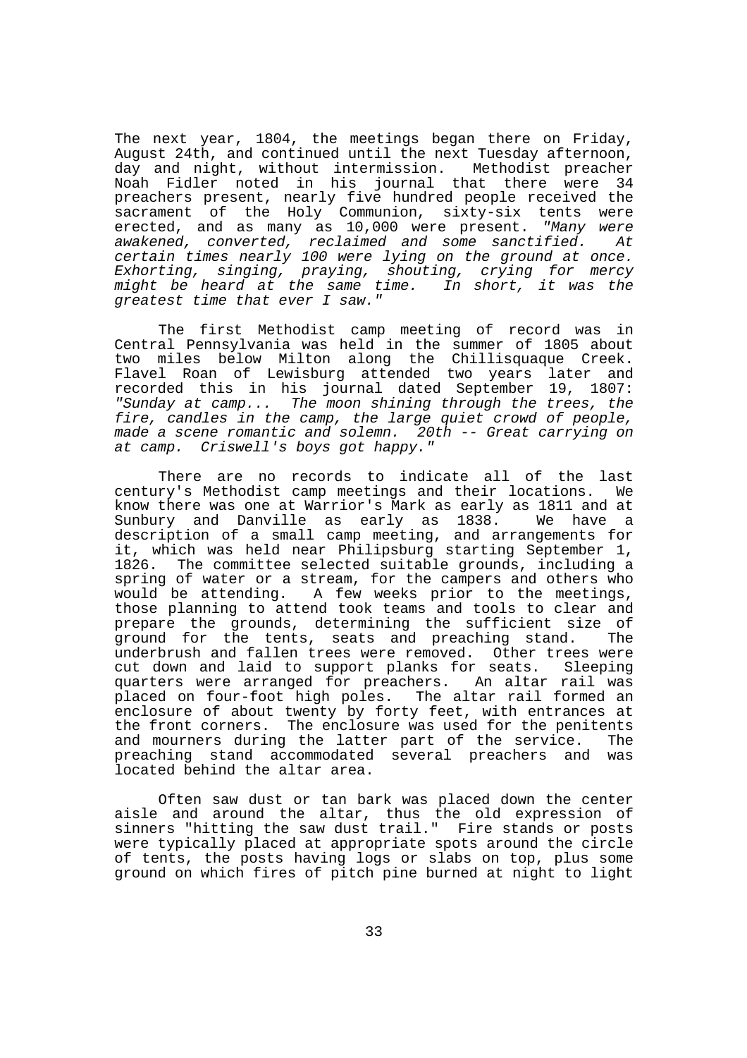The next year, 1804, the meetings began there on Friday, August 24th, and continued until the next Tuesday afternoon, day and night, without intermission. Methodist preacher Noah Fidler noted in his journal that there were 34 preachers present, nearly five hundred people received the sacrament of the Holy Communion, sixty-six tents were erected, and as many as 10,000 were present. *"Many were awakened, converted, reclaimed and some sanctified. At certain times nearly 100 were lying on the ground at once. Exhorting, singing, praying, shouting, crying for mercy might be heard at the same time. In short, it was the greatest time that ever I saw."*

The first Methodist camp meeting of record was in Central Pennsylvania was held in the summer of 1805 about two miles below Milton along the Chillisquaque Creek. Flavel Roan of Lewisburg attended two years later and recorded this in his journal dated September 19, 1807: *"Sunday at camp... The moon shining through the trees, the fire, candles in the camp, the large quiet crowd of people, made a scene romantic and solemn. 20th -- Great carrying on at camp. Criswell's boys got happy."*

There are no records to indicate all of the last century's Methodist camp meetings and their locations. We know there was one at Warrior's Mark as early as 1811 and at Sunbury and Danville as early as 1838. We have a description of a small camp meeting, and arrangements for it, which was held near Philipsburg starting September 1, 1826. The committee selected suitable grounds, including a spring of water or a stream, for the campers and others who would be attending. A few weeks prior to the meetings, those planning to attend took teams and tools to clear and prepare the grounds, determining the sufficient size of ground for the tents, seats and preaching stand. The underbrush and fallen trees were removed. Other trees were cut down and laid to support planks for seats. Sleeping quarters were arranged for preachers. An altar rail was placed on four-foot high poles. The altar rail formed an enclosure of about twenty by forty feet, with entrances at the front corners. The enclosure was used for the penitents and mourners during the latter part of the service. The preaching stand accommodated several preachers and was located behind the altar area.

Often saw dust or tan bark was placed down the center aisle and around the altar, thus the old expression of sinners "hitting the saw dust trail." Fire stands or posts were typically placed at appropriate spots around the circle of tents, the posts having logs or slabs on top, plus some ground on which fires of pitch pine burned at night to light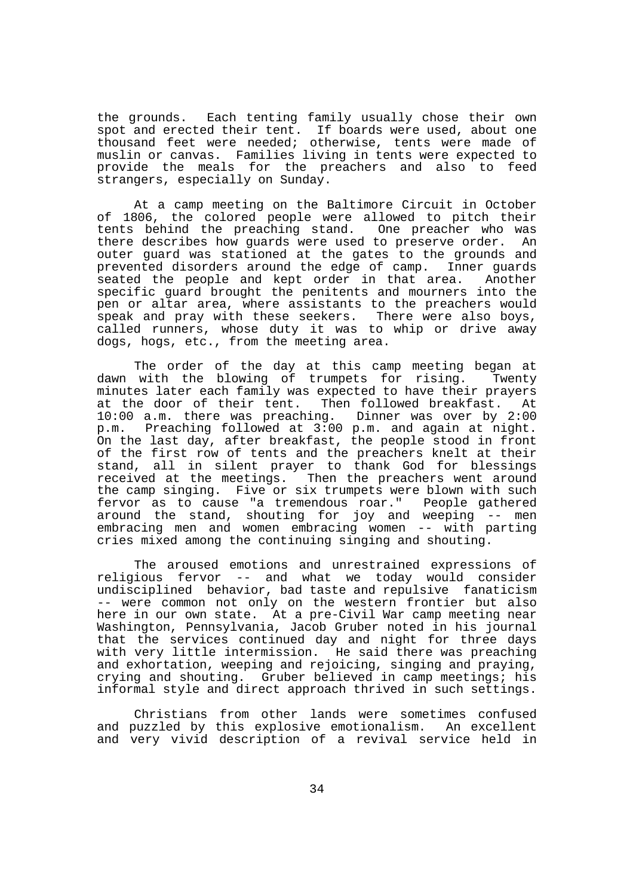the grounds. Each tenting family usually chose their own spot and erected their tent. If boards were used, about one thousand feet were needed; otherwise, tents were made of muslin or canvas. Families living in tents were expected to provide the meals for the preachers and also to feed strangers, especially on Sunday.

At a camp meeting on the Baltimore Circuit in October of 1806, the colored people were allowed to pitch their tents behind the preaching stand. One preacher who was there describes how guards were used to preserve order. An outer guard was stationed at the gates to the grounds and prevented disorders around the edge of camp. Inner guards seated the people and kept order in that area. Another specific guard brought the penitents and mourners into the pen or altar area, where assistants to the preachers would speak and pray with these seekers. There were also boys, called runners, whose duty it was to whip or drive away dogs, hogs, etc., from the meeting area.

The order of the day at this camp meeting began at dawn with the blowing of trumpets for rising. Twenty minutes later each family was expected to have their prayers at the door of their tent. Then followed breakfast. At 10:00 a.m. there was preaching. Dinner was over by 2:00 p.m. Preaching followed at 3:00 p.m. and again at night. On the last day, after breakfast, the people stood in front of the first row of tents and the preachers knelt at their stand, all in silent prayer to thank God for blessings received at the meetings. Then the preachers went around the camp singing. Five or six trumpets were blown with such fervor as to cause "a tremendous roar." People gathered around the stand, shouting for joy and weeping -- men embracing men and women embracing women -- with parting cries mixed among the continuing singing and shouting.

The aroused emotions and unrestrained expressions of religious fervor -- and what we today would consider undisciplined behavior, bad taste and repulsive fanaticism -- were common not only on the western frontier but also here in our own state. At a pre-Civil War camp meeting near Washington, Pennsylvania, Jacob Gruber noted in his journal that the services continued day and night for three days with very little intermission. He said there was preaching and exhortation, weeping and rejoicing, singing and praying, crying and shouting. Gruber believed in camp meetings; his informal style and direct approach thrived in such settings.

Christians from other lands were sometimes confused and puzzled by this explosive emotionalism. An excellent and very vivid description of a revival service held in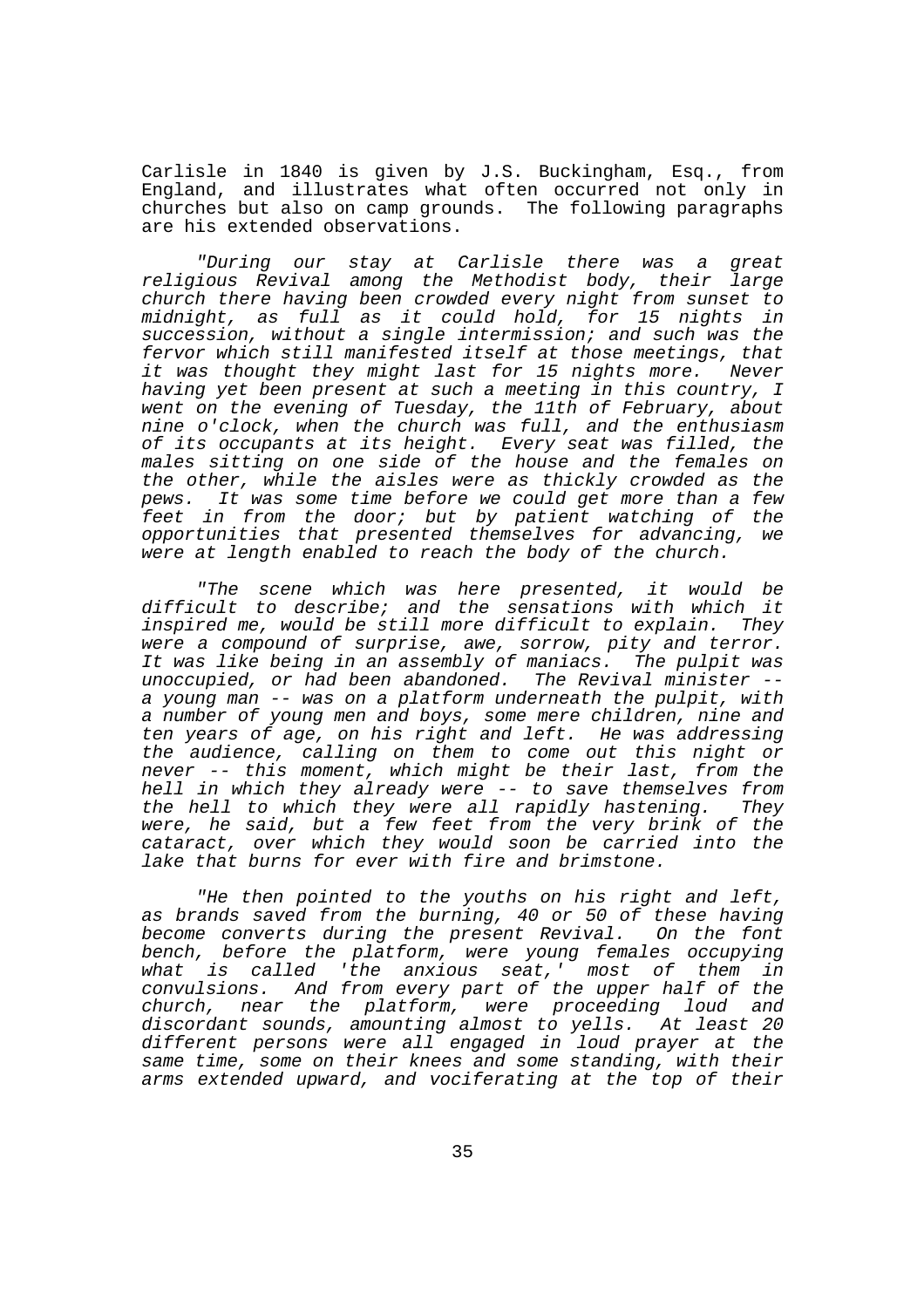Carlisle in 1840 is given by J.S. Buckingham, Esq., from England, and illustrates what often occurred not only in churches but also on camp grounds. The following paragraphs are his extended observations.

*"During our stay at Carlisle there was a great religious Revival among the Methodist body, their large church there having been crowded every night from sunset to midnight, as full as it could hold, for 15 nights in succession, without a single intermission; and such was the fervor which still manifested itself at those meetings, that it was thought they might last for 15 nights more. Never having yet been present at such a meeting in this country, I went on the evening of Tuesday, the 11th of February, about nine o'clock, when the church was full, and the enthusiasm of its occupants at its height. Every seat was filled, the males sitting on one side of the house and the females on the other, while the aisles were as thickly crowded as the pews. It was some time before we could get more than a few feet in from the door; but by patient watching of the opportunities that presented themselves for advancing, we were at length enabled to reach the body of the church.*

*"The scene which was here presented, it would be difficult to describe; and the sensations with which it inspired me, would be still more difficult to explain. They were a compound of surprise, awe, sorrow, pity and terror. It was like being in an assembly of maniacs. The pulpit was unoccupied, or had been abandoned. The Revival minister -- a young man -- was on a platform underneath the pulpit, with a number of young men and boys, some mere children, nine and ten years of age, on his right and left. He was addressing the audience, calling on them to come out this night or never -- this moment, which might be their last, from the hell in which they already were -- to save themselves from the hell to which they were all rapidly hastening. They were, he said, but a few feet from the very brink of the cataract, over which they would soon be carried into the lake that burns for ever with fire and brimstone.*

*"He then pointed to the youths on his right and left, as brands saved from the burning, 40 or 50 of these having become converts during the present Revival. On the font bench, before the platform, were young females occupying what is called 'the anxious seat,' most of them in convulsions. And from every part of the upper half of the church, near the platform, were proceeding loud and discordant sounds, amounting almost to yells. At least 20 different persons were all engaged in loud prayer at the same time, some on their knees and some standing, with their arms extended upward, and vociferating at the top of their*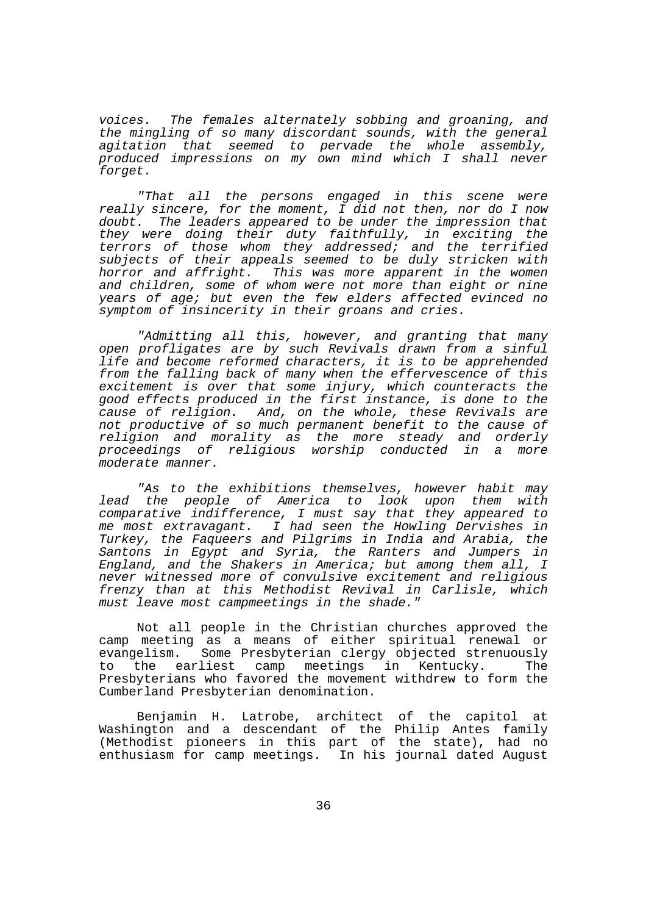*voices. The females alternately sobbing and groaning, and the mingling of so many discordant sounds, with the general agitation that seemed to pervade the whole assembly, produced impressions on my own mind which I shall never forget.*

*"That all the persons engaged in this scene were really sincere, for the moment, I did not then, nor do I now doubt. The leaders appeared to be under the impression that they were doing their duty faithfully, in exciting the terrors of those whom they addressed; and the terrified subjects of their appeals seemed to be duly stricken with horror and affright. This was more apparent in the women and children, some of whom were not more than eight or nine years of age; but even the few elders affected evinced no symptom of insincerity in their groans and cries.*

*"Admitting all this, however, and granting that many open profligates are by such Revivals drawn from a sinful life and become reformed characters, it is to be apprehended from the falling back of many when the effervescence of this excitement is over that some injury, which counteracts the good effects produced in the first instance, is done to the cause of religion. And, on the whole, these Revivals are not productive of so much permanent benefit to the cause of religion and morality as the more steady and orderly proceedings of religious worship conducted in a more moderate manner.*

*"As to the exhibitions themselves, however habit may lead the people of America to look upon them with comparative indifference, I must say that they appeared to me most extravagant. I had seen the Howling Dervishes in Turkey, the Faqueers and Pilgrims in India and Arabia, the Santons in Egypt and Syria, the Ranters and Jumpers in England, and the Shakers in America; but among them all, I never witnessed more of convulsive excitement and religious frenzy than at this Methodist Revival in Carlisle, which must leave most campmeetings in the shade."*

Not all people in the Christian churches approved the camp meeting as a means of either spiritual renewal or evangelism. Some Presbyterian clergy objected strenuously to the earliest camp meetings in Kentucky. The Presbyterians who favored the movement withdrew to form the Cumberland Presbyterian denomination.

Benjamin H. Latrobe, architect of the capitol at Washington and a descendant of the Philip Antes family (Methodist pioneers in this part of the state), had no enthusiasm for camp meetings. In his journal dated August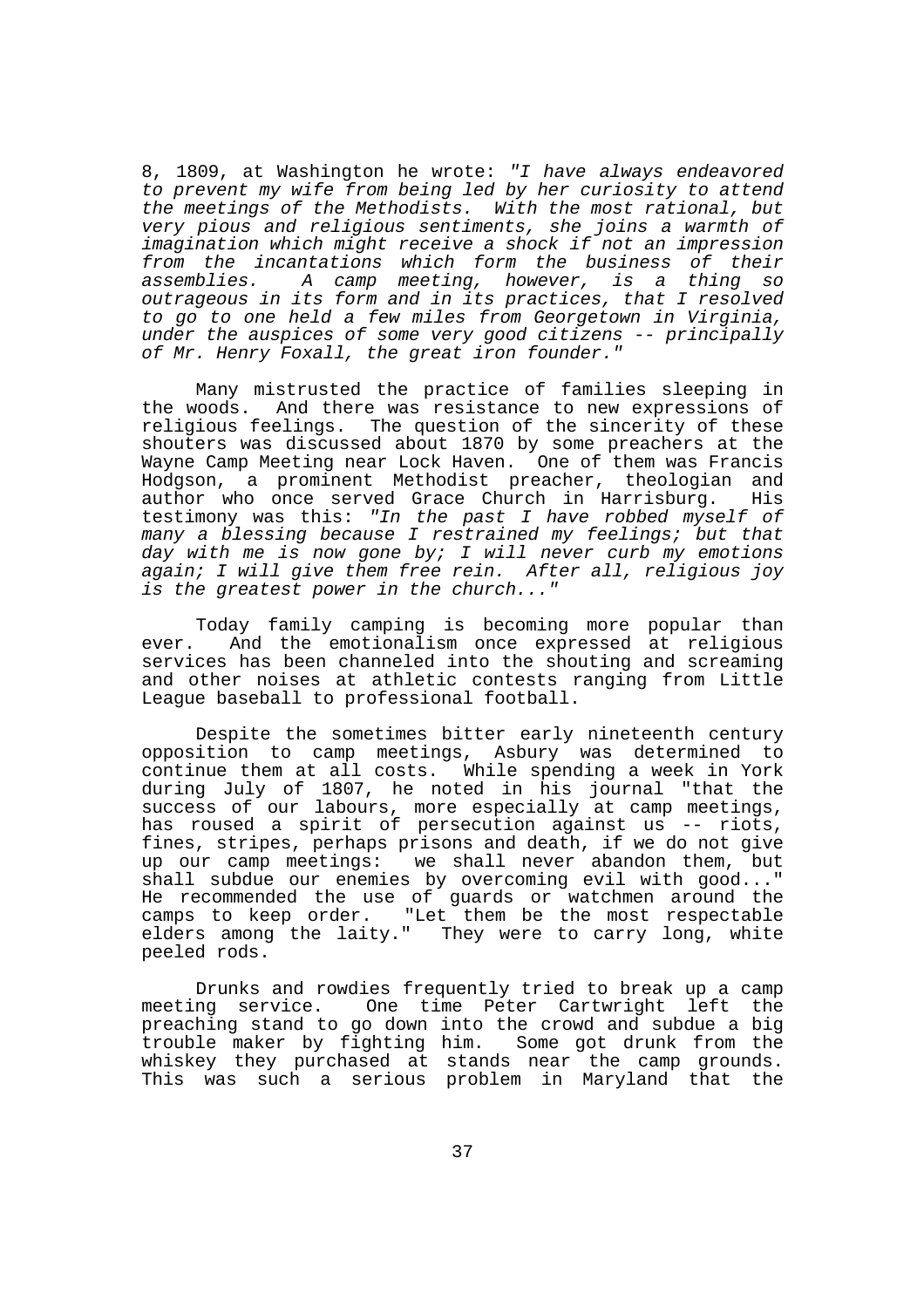8, 1809, at Washington he wrote: *"I have always endeavored to prevent my wife from being led by her curiosity to attend the meetings of the Methodists. With the most rational, but very pious and religious sentiments, she joins a warmth of imagination which might receive a shock if not an impression from the incantations which form the business of their assemblies. A camp meeting, however, is a thing so outrageous in its form and in its practices, that I resolved to go to one held a few miles from Georgetown in Virginia, under the auspices of some very good citizens -- principally of Mr. Henry Foxall, the great iron founder."*

Many mistrusted the practice of families sleeping in the woods. And there was resistance to new expressions of religious feelings. The question of the sincerity of these shouters was discussed about 1870 by some preachers at the Wayne Camp Meeting near Lock Haven. One of them was Francis Hodgson, a prominent Methodist preacher, theologian and author who once served Grace Church in Harrisburg. His testimony was this: *"In the past I have robbed myself of many a blessing because I restrained my feelings; but that day with me is now gone by; I will never curb my emotions again; I will give them free rein. After all, religious joy is the greatest power in the church..."*

Today family camping is becoming more popular than ever. And the emotionalism once expressed at religious services has been channeled into the shouting and screaming and other noises at athletic contests ranging from Little League baseball to professional football.

Despite the sometimes bitter early nineteenth century opposition to camp meetings, Asbury was determined to continue them at all costs. While spending a week in York during July of 1807, he noted in his journal "that the success of our labours, more especially at camp meetings, has roused a spirit of persecution against us -- riots, fines, stripes, perhaps prisons and death, if we do not give up our camp meetings: we shall never abandon them, but shall subdue our enemies by overcoming evil with good..." He recommended the use of guards or watchmen around the camps to keep order. "Let them be the most respectable elders among the laity." They were to carry long, white peeled rods.

Drunks and rowdies frequently tried to break up a camp meeting service. One time Peter Cartwright left the preaching stand to go down into the crowd and subdue a big trouble maker by fighting him. Some got drunk from the whiskey they purchased at stands near the camp grounds. This was such a serious problem in Maryland that the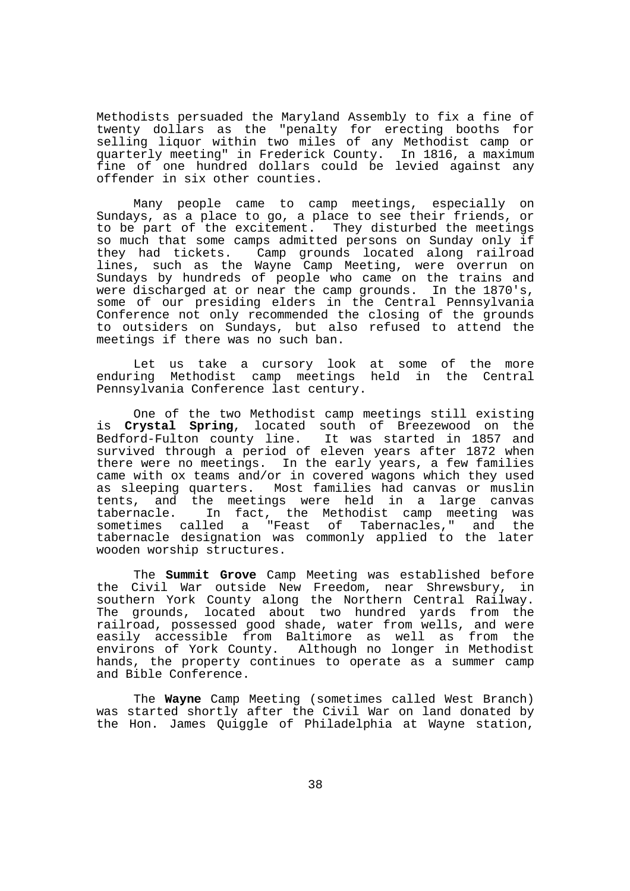Methodists persuaded the Maryland Assembly to fix a fine of twenty dollars as the "penalty for erecting booths for selling liquor within two miles of any Methodist camp or quarterly meeting" in Frederick County. In 1816, a maximum fine of one hundred dollars could be levied against any offender in six other counties.

Many people came to camp meetings, especially on Sundays, as a place to go, a place to see their friends, or to be part of the excitement. They disturbed the meetings so much that some camps admitted persons on Sunday only if they had tickets. Camp grounds located along railroad lines, such as the Wayne Camp Meeting, were overrun on Sundays by hundreds of people who came on the trains and were discharged at or near the camp grounds. In the 1870's, some of our presiding elders in the Central Pennsylvania Conference not only recommended the closing of the grounds to outsiders on Sundays, but also refused to attend the meetings if there was no such ban.

Let us take a cursory look at some of the more enduring Methodist camp meetings held in the Central Pennsylvania Conference last century.

One of the two Methodist camp meetings still existing is **Crystal Spring**, located south of Breezewood on the Bedford-Fulton county line. It was started in 1857 and survived through a period of eleven years after 1872 when there were no meetings. In the early years, a few families came with ox teams and/or in covered wagons which they used as sleeping quarters. Most families had canvas or muslin tents, and the meetings were held in a large canvas tabernacle. In fact, the Methodist camp meeting was sometimes called a "Feast of Tabernacles," and the tabernacle designation was commonly applied to the later wooden worship structures.

The **Summit Grove** Camp Meeting was established before the Civil War outside New Freedom, near Shrewsbury, in southern York County along the Northern Central Railway. The grounds, located about two hundred yards from the railroad, possessed good shade, water from wells, and were easily accessible from Baltimore as well as from the environs of York County. Although no longer in Methodist hands, the property continues to operate as a summer camp and Bible Conference.

The **Wayne** Camp Meeting (sometimes called West Branch) was started shortly after the Civil War on land donated by the Hon. James Quiggle of Philadelphia at Wayne station,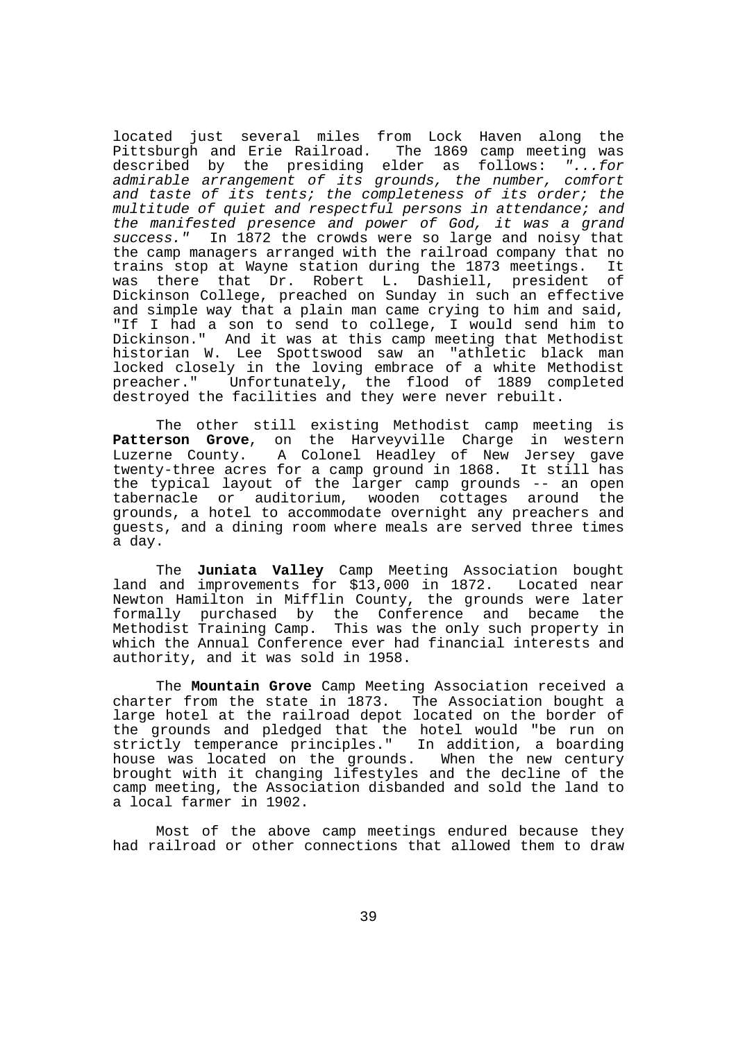located just several miles from Lock Haven along the Pittsburgh and Erie Railroad. The 1869 camp meeting was described by the presiding elder as follows: *"...for admirable arrangement of its grounds, the number, comfort and taste of its tents; the completeness of its order; the multitude of quiet and respectful persons in attendance; and the manifested presence and power of God, it was a grand success."* In 1872 the crowds were so large and noisy that the camp managers arranged with the railroad company that no trains stop at Wayne station during the 1873 meetings. It was there that Dr. Robert L. Dashiell, president of Dickinson College, preached on Sunday in such an effective and simple way that a plain man came crying to him and said, "If I had a son to send to college, I would send him to Dickinson." And it was at this camp meeting that Methodist historian W. Lee Spottswood saw an "athletic black man locked closely in the loving embrace of a white Methodist preacher." Unfortunately, the flood of 1889 completed destroyed the facilities and they were never rebuilt.

The other still existing Methodist camp meeting is **Patterson Grove**, on the Harveyville Charge in western Luzerne County. A Colonel Headley of New Jersey gave twenty-three acres for a camp ground in 1868. It still has the typical layout of the larger camp grounds -- an open tabernacle or auditorium, wooden cottages around the grounds, a hotel to accommodate overnight any preachers and guests, and a dining room where meals are served three times a day.

The **Juniata Valley** Camp Meeting Association bought land and improvements for $13,000 in 1872. Located near Newton Hamilton in Mifflin County, the grounds were later formally purchased by the Conference and became the Methodist Training Camp. This was the only such property in which the Annual Conference ever had financial interests and authority, and it was sold in 1958.

The **Mountain Grove** Camp Meeting Association received a charter from the state in 1873. The Association bought a large hotel at the railroad depot located on the border of the grounds and pledged that the hotel would "be run on strictly temperance principles." In addition, a boarding house was located on the grounds. When the new century brought with it changing lifestyles and the decline of the camp meeting, the Association disbanded and sold the land to a local farmer in 1902.

Most of the above camp meetings endured because they had railroad or other connections that allowed them to draw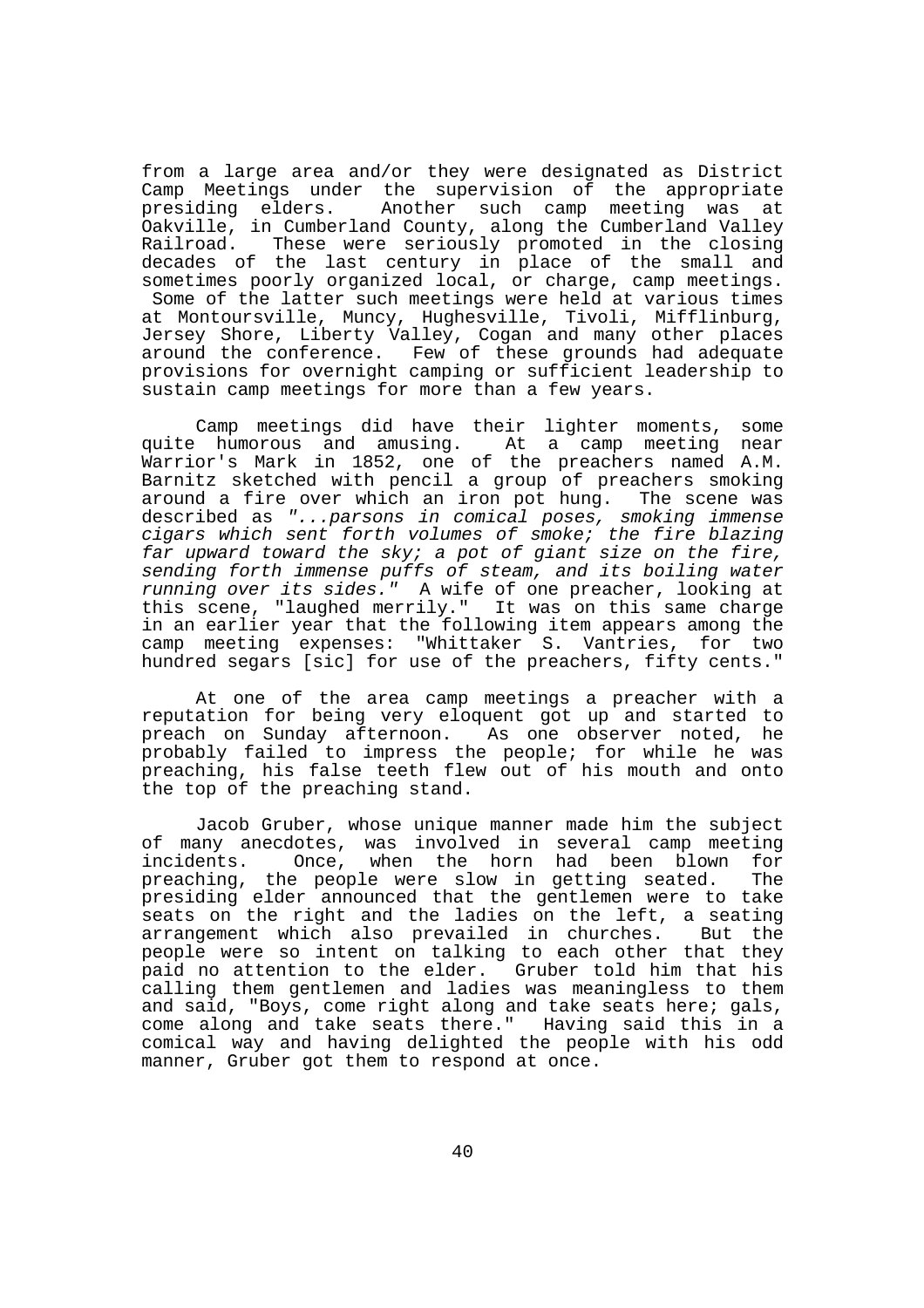from a large area and/or they were designated as District Camp Meetings under the supervision of the appropriate presiding elders. Another such camp meeting was at Oakville, in Cumberland County, along the Cumberland Valley Railroad. These were seriously promoted in the closing decades of the last century in place of the small and sometimes poorly organized local, or charge, camp meetings. Some of the latter such meetings were held at various times at Montoursville, Muncy, Hughesville, Tivoli, Mifflinburg, Jersey Shore, Liberty Valley, Cogan and many other places around the conference. Few of these grounds had adequate provisions for overnight camping or sufficient leadership to sustain camp meetings for more than a few years.

Camp meetings did have their lighter moments, some quite humorous and amusing. At a camp meeting near Warrior's Mark in 1852, one of the preachers named A.M. Barnitz sketched with pencil a group of preachers smoking around a fire over which an iron pot hung. The scene was described as *"...parsons in comical poses, smoking immense cigars which sent forth volumes of smoke; the fire blazing far upward toward the sky; a pot of giant size on the fire, sending forth immense puffs of steam, and its boiling water running over its sides."* A wife of one preacher, looking at this scene, "laughed merrily." It was on this same charge in an earlier year that the following item appears among the camp meeting expenses: "Whittaker S. Vantries, for two hundred segars [sic] for use of the preachers, fifty cents."

At one of the area camp meetings a preacher with a reputation for being very eloquent got up and started to preach on Sunday afternoon. As one observer noted, he probably failed to impress the people; for while he was preaching, his false teeth flew out of his mouth and onto the top of the preaching stand.

Jacob Gruber, whose unique manner made him the subject of many anecdotes, was involved in several camp meeting incidents. Once, when the horn had been blown for preaching, the people were slow in getting seated. The presiding elder announced that the gentlemen were to take seats on the right and the ladies on the left, a seating arrangement which also prevailed in churches. But the people were so intent on talking to each other that they paid no attention to the elder. Gruber told him that his calling them gentlemen and ladies was meaningless to them and said, "Boys, come right along and take seats here; gals, come along and take seats there." Having said this in a comical way and having delighted the people with his odd manner, Gruber got them to respond at once.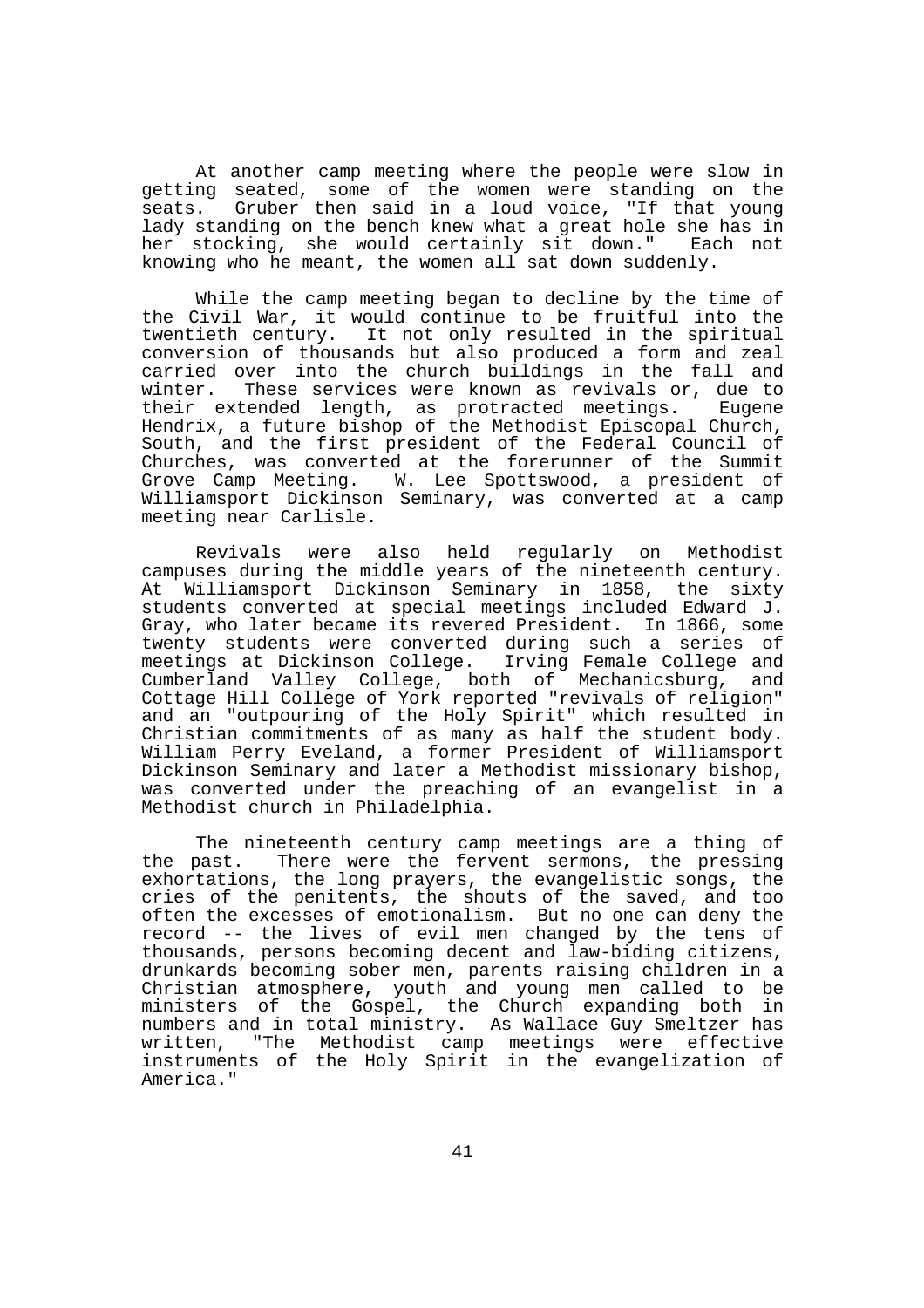At another camp meeting where the people were slow in getting seated, some of the women were standing on the seats. Gruber then said in a loud voice, "If that young lady standing on the bench knew what a great hole she has in her stocking, she would certainly sit down." Each not knowing who he meant, the women all sat down suddenly.

While the camp meeting began to decline by the time of the Civil War, it would continue to be fruitful into the twentieth century. It not only resulted in the spiritual conversion of thousands but also produced a form and zeal carried over into the church buildings in the fall and winter. These services were known as revivals or, due to their extended length, as protracted meetings. Eugene Hendrix, a future bishop of the Methodist Episcopal Church, South, and the first president of the Federal Council of Churches, was converted at the forerunner of the Summit Grove Camp Meeting. W. Lee Spottswood, a president of Williamsport Dickinson Seminary, was converted at a camp meeting near Carlisle.

Revivals were also held regularly on Methodist campuses during the middle years of the nineteenth century. At Williamsport Dickinson Seminary in 1858, the sixty students converted at special meetings included Edward J. Gray, who later became its revered President. In 1866, some twenty students were converted during such a series of meetings at Dickinson College. Irving Female College and Cumberland Valley College, both of Mechanicsburg, and Cottage Hill College of York reported "revivals of religion" and an "outpouring of the Holy Spirit" which resulted in Christian commitments of as many as half the student body. William Perry Eveland, a former President of Williamsport Dickinson Seminary and later a Methodist missionary bishop, was converted under the preaching of an evangelist in a Methodist church in Philadelphia.

The nineteenth century camp meetings are a thing of the past. There were the fervent sermons, the pressing exhortations, the long prayers, the evangelistic songs, the cries of the penitents, the shouts of the saved, and too often the excesses of emotionalism. But no one can deny the record -- the lives of evil men changed by the tens of thousands, persons becoming decent and law-biding citizens, drunkards becoming sober men, parents raising children in a Christian atmosphere, youth and young men called to be ministers of the Gospel, the Church expanding both in numbers and in total ministry. As Wallace Guy Smeltzer has written, "The Methodist camp meetings were effective instruments of the Holy Spirit in the evangelization of America."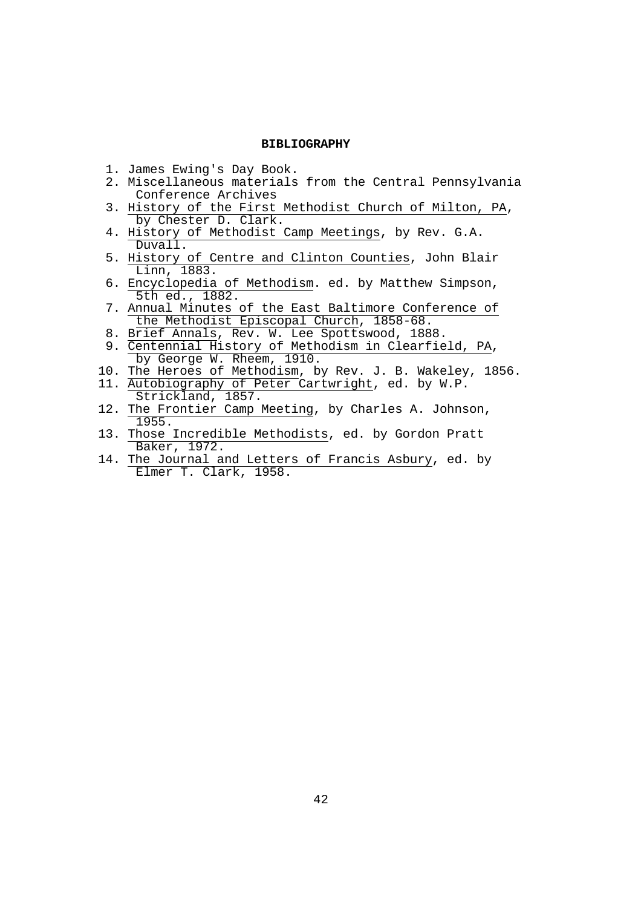## BIBLIOGRAPHY

1. James Ewing's Day Book.
2. Miscellaneous materials from the Central Pennsylvania Conference Archives
3. History of the First Methodist Church of Milton, PA, by Chester D. Clark.
4. History of Methodist Camp Meetings, by Rev. G.A. Duvall.
5. History of Centre and Clinton Counties, John Blair Linn, 1883.
6. Encyclopedia of Methodism. ed. by Matthew Simpson, 5th ed., 1882.
7. Annual Minutes of the East Baltimore Conference of the Methodist Episcopal Church, 1858-68.
8. Brief Annals, Rev. W. Lee Spottswood, 1888.
9. Centennial History of Methodism in Clearfield, PA, by George W. Rheem, 1910.
10. The Heroes of Methodism, by Rev. J. B. Wakeley, 1856.
11. Autobiography of Peter Cartwright, ed. by W.P. Strickland, 1857.
12. The Frontier Camp Meeting, by Charles A. Johnson, 1955.
13. Those Incredible Methodists, ed. by Gordon Pratt Baker, 1972.
14. The Journal and Letters of Francis Asbury, ed. by Elmer T. Clark, 1958.